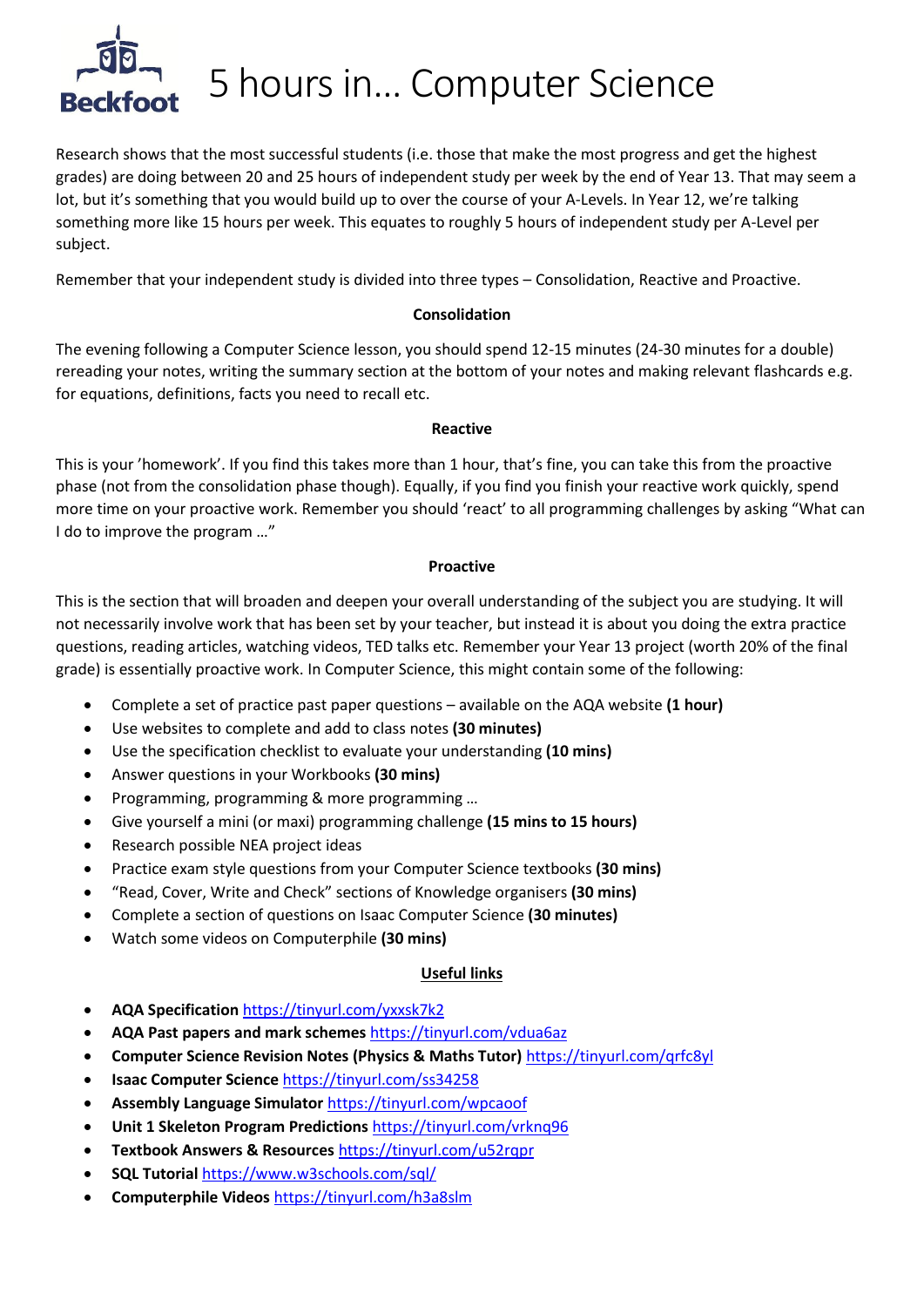# 5 hours in… Computer Science

Research shows that the most successful students (i.e. those that make the most progress and get the highest grades) are doing between 20 and 25 hours of independent study per week by the end of Year 13. That may seem a lot, but it's something that you would build up to over the course of your A-Levels. In Year 12, we're talking something more like 15 hours per week. This equates to roughly 5 hours of independent study per A-Level per subject.

Remember that your independent study is divided into three types – Consolidation, Reactive and Proactive.

### Consolidation

The evening following a Computer Science lesson, you should spend 12-15 minutes (24-30 minutes for a double) rereading your notes, writing the summary section at the bottom of your notes and making relevant flashcards e.g. for equations, definitions, facts you need to recall etc.

### Reactive

This is your 'homework'. If you find this takes more than 1 hour, that's fine, you can take this from the proactive phase (not from the consolidation phase though). Equally, if you find you finish your reactive work quickly, spend more time on your proactive work. Remember you should 'react' to all programming challenges by asking "What can I do to improve the program …"

### Proactive

This is the section that will broaden and deepen your overall understanding of the subject you are studying. It will not necessarily involve work that has been set by your teacher, but instead it is about you doing the extra practice questions, reading articles, watching videos, TED talks etc. Remember your Year 13 project (worth 20% of the final grade) is essentially proactive work. In Computer Science, this might contain some of the following:

- Complete a set of practice past paper questions – available on the AQA website **(1 hour)**
- Use websites to complete and add to class notes **(30 minutes)**
- Use the specification checklist to evaluate your understanding **(10 mins)**
- Answer questions in your Workbooks **(30 mins)**
- Programming, programming & more programming …
- Give yourself a mini (or maxi) programming challenge **(15 mins to 15 hours)**
- Research possible NEA project ideas
- Practice exam style questions from your Computer Science textbooks **(30 mins)**
- "Read, Cover, Write and Check" sections of Knowledge organisers **(30 mins)**
- Complete a section of questions on Isaac Computer Science **(30 minutes)**
- Watch some videos on Computerphile **(30 mins)**

### Useful links

- **AQA Specification** https://tinyurl.com/yxxsk7k2
- **AQA Past papers and mark schemes** https://tinyurl.com/vdua6az
- **Computer Science Revision Notes (Physics & Maths Tutor)** https://tinyurl.com/qrfc8yl
- **Isaac Computer Science** https://tinyurl.com/ss34258
- **Assembly Language Simulator** https://tinyurl.com/wpcaoof
- **Unit 1 Skeleton Program Predictions** https://tinyurl.com/vrknq96
- **Textbook Answers & Resources** https://tinyurl.com/u52rqpr
- **SQL Tutorial** https://www.w3schools.com/sql/
- **Computerphile Videos** https://tinyurl.com/h3a8slm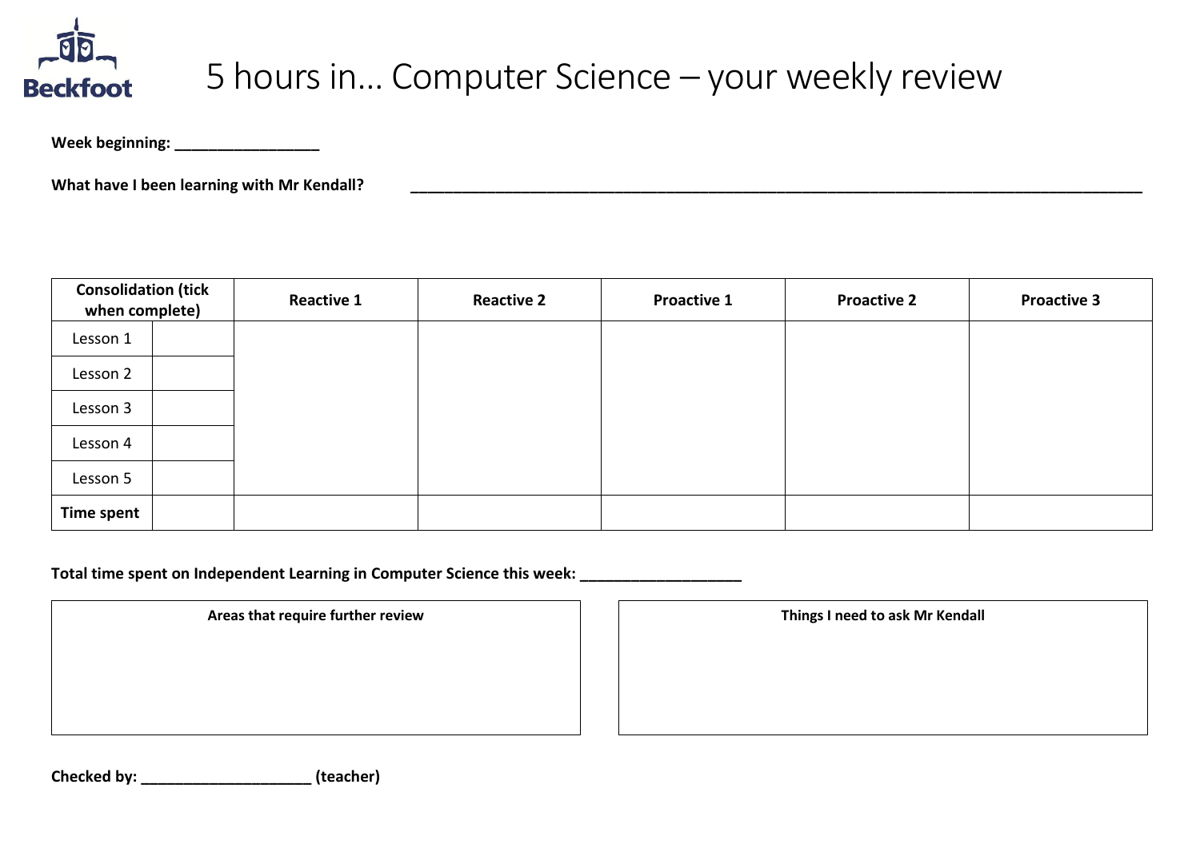Beckfoot

# 5 hours in… Computer Science – your weekly review

**Week beginning: _________________**

**What have I been learning with Mr Kendall?** ______________________________________________________________________________________________

| **Consolidation (tick when complete)** | | **Reactive 1** | **Reactive 2** | **Proactive 1** | **Proactive 2** | **Proactive 3** |
|---|---|---|---|---|---|---|
| Lesson 1 | | | | | | |
| Lesson 2 | | | | | | |
| Lesson 3 | | | | | | |
| Lesson 4 | | | | | | |
| Lesson 5 | | | | | | |
| **Time spent** | | | | | | |

**Total time spent on Independent Learning in Computer Science this week: ____________________**

| **Areas that require further review** |
|---|
| |

| **Things I need to ask Mr Kendall** |
|---|
| |

**Checked by: _____________________ (teacher)**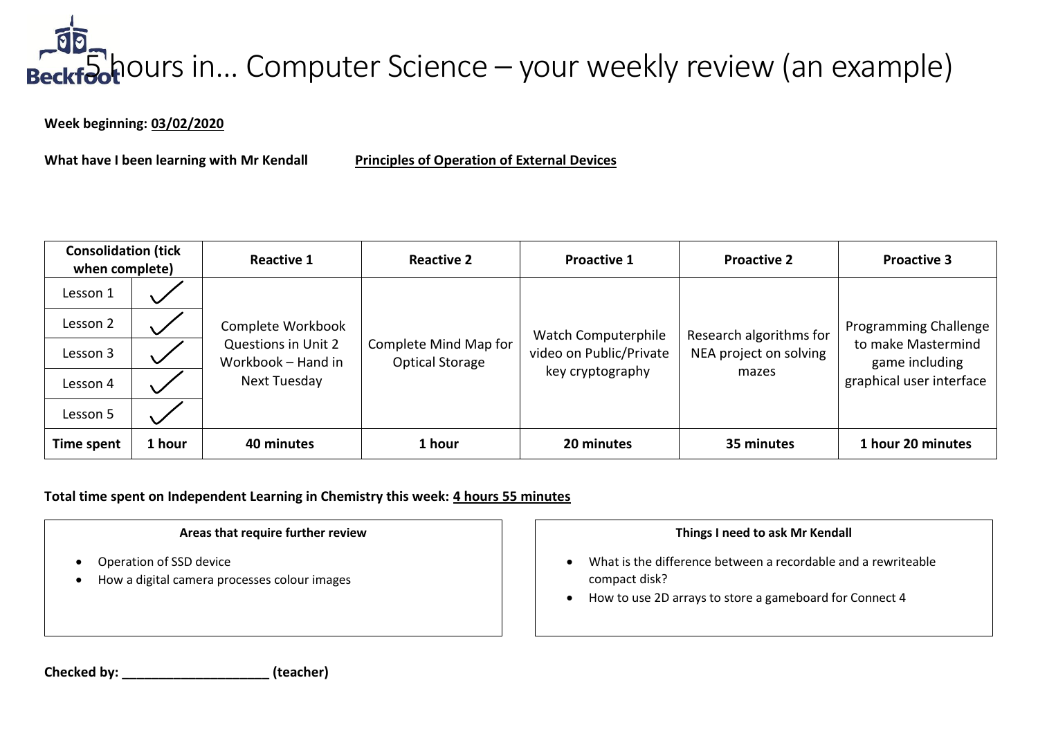# 5 hours in… Computer Science – your weekly review (an example)

**Week beginning: 03/02/2020**

**What have I been learning with Mr Kendall** **Principles of Operation of External Devices**

| Consolidation (tick when complete) | | Reactive 1 | Reactive 2 | Proactive 1 | Proactive 2 | Proactive 3 |
|---|---|---|---|---|---|---|
| Lesson 1 | ✓ | Complete Workbook Questions in Unit 2 Workbook – Hand in Next Tuesday | Complete Mind Map for Optical Storage | Watch Computerphile video on Public/Private key cryptography | Research algorithms for NEA project on solving mazes | Programming Challenge to make Mastermind game including graphical user interface |
| Lesson 2 | ✓ | | | | | |
| Lesson 3 | ✓ | | | | | |
| Lesson 4 | ✓ | | | | | |
| Lesson 5 | ✓ | | | | | |
| **Time spent** | **1 hour** | **40 minutes** | **1 hour** | **20 minutes** | **35 minutes** | **1 hour 20 minutes** |

**Total time spent on Independent Learning in Chemistry this week: 4 hours 55 minutes**

**Areas that require further review**

- Operation of SSD device
- How a digital camera processes colour images

**Things I need to ask Mr Kendall**

- What is the difference between a recordable and a rewriteable compact disk?
- How to use 2D arrays to store a gameboard for Connect 4

**Checked by: _____________________ (teacher)**